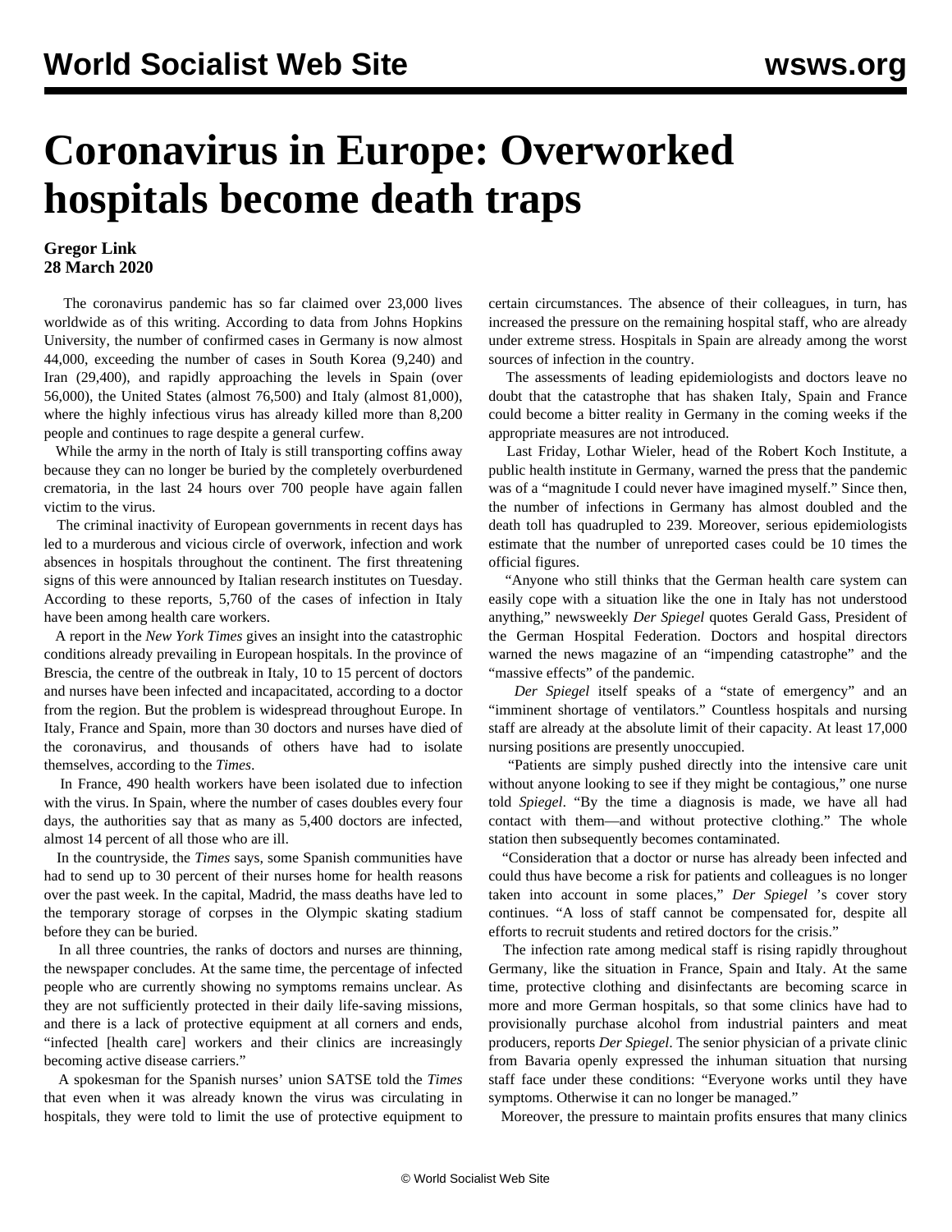# Coronavirus in Europe: Overworked hospitals become death traps

**Gregor Link**
**28 March 2020**

The coronavirus pandemic has so far claimed over 23,000 lives worldwide as of this writing. According to data from Johns Hopkins University, the number of confirmed cases in Germany is now almost 44,000, exceeding the number of cases in South Korea (9,240) and Iran (29,400), and rapidly approaching the levels in Spain (over 56,000), the United States (almost 76,500) and Italy (almost 81,000), where the highly infectious virus has already killed more than 8,200 people and continues to rage despite a general curfew.

While the army in the north of Italy is still transporting coffins away because they can no longer be buried by the completely overburdened crematoria, in the last 24 hours over 700 people have again fallen victim to the virus.

The criminal inactivity of European governments in recent days has led to a murderous and vicious circle of overwork, infection and work absences in hospitals throughout the continent. The first threatening signs of this were announced by Italian research institutes on Tuesday. According to these reports, 5,760 of the cases of infection in Italy have been among health care workers.

A report in the *New York Times* gives an insight into the catastrophic conditions already prevailing in European hospitals. In the province of Brescia, the centre of the outbreak in Italy, 10 to 15 percent of doctors and nurses have been infected and incapacitated, according to a doctor from the region. But the problem is widespread throughout Europe. In Italy, France and Spain, more than 30 doctors and nurses have died of the coronavirus, and thousands of others have had to isolate themselves, according to the *Times*.

In France, 490 health workers have been isolated due to infection with the virus. In Spain, where the number of cases doubles every four days, the authorities say that as many as 5,400 doctors are infected, almost 14 percent of all those who are ill.

In the countryside, the *Times* says, some Spanish communities have had to send up to 30 percent of their nurses home for health reasons over the past week. In the capital, Madrid, the mass deaths have led to the temporary storage of corpses in the Olympic skating stadium before they can be buried.

In all three countries, the ranks of doctors and nurses are thinning, the newspaper concludes. At the same time, the percentage of infected people who are currently showing no symptoms remains unclear. As they are not sufficiently protected in their daily life-saving missions, and there is a lack of protective equipment at all corners and ends, "infected [health care] workers and their clinics are increasingly becoming active disease carriers."

A spokesman for the Spanish nurses' union SATSE told the *Times* that even when it was already known the virus was circulating in hospitals, they were told to limit the use of protective equipment to certain circumstances. The absence of their colleagues, in turn, has increased the pressure on the remaining hospital staff, who are already under extreme stress. Hospitals in Spain are already among the worst sources of infection in the country.

The assessments of leading epidemiologists and doctors leave no doubt that the catastrophe that has shaken Italy, Spain and France could become a bitter reality in Germany in the coming weeks if the appropriate measures are not introduced.

Last Friday, Lothar Wieler, head of the Robert Koch Institute, a public health institute in Germany, warned the press that the pandemic was of a "magnitude I could never have imagined myself." Since then, the number of infections in Germany has almost doubled and the death toll has quadrupled to 239. Moreover, serious epidemiologists estimate that the number of unreported cases could be 10 times the official figures.

"Anyone who still thinks that the German health care system can easily cope with a situation like the one in Italy has not understood anything," newsweekly *Der Spiegel* quotes Gerald Gass, President of the German Hospital Federation. Doctors and hospital directors warned the news magazine of an "impending catastrophe" and the "massive effects" of the pandemic.

*Der Spiegel* itself speaks of a "state of emergency" and an "imminent shortage of ventilators." Countless hospitals and nursing staff are already at the absolute limit of their capacity. At least 17,000 nursing positions are presently unoccupied.

"Patients are simply pushed directly into the intensive care unit without anyone looking to see if they might be contagious," one nurse told *Spiegel*. "By the time a diagnosis is made, we have all had contact with them—and without protective clothing." The whole station then subsequently becomes contaminated.

"Consideration that a doctor or nurse has already been infected and could thus have become a risk for patients and colleagues is no longer taken into account in some places," *Der Spiegel* 's cover story continues. "A loss of staff cannot be compensated for, despite all efforts to recruit students and retired doctors for the crisis."

The infection rate among medical staff is rising rapidly throughout Germany, like the situation in France, Spain and Italy. At the same time, protective clothing and disinfectants are becoming scarce in more and more German hospitals, so that some clinics have had to provisionally purchase alcohol from industrial painters and meat producers, reports *Der Spiegel*. The senior physician of a private clinic from Bavaria openly expressed the inhuman situation that nursing staff face under these conditions: "Everyone works until they have symptoms. Otherwise it can no longer be managed."

Moreover, the pressure to maintain profits ensures that many clinics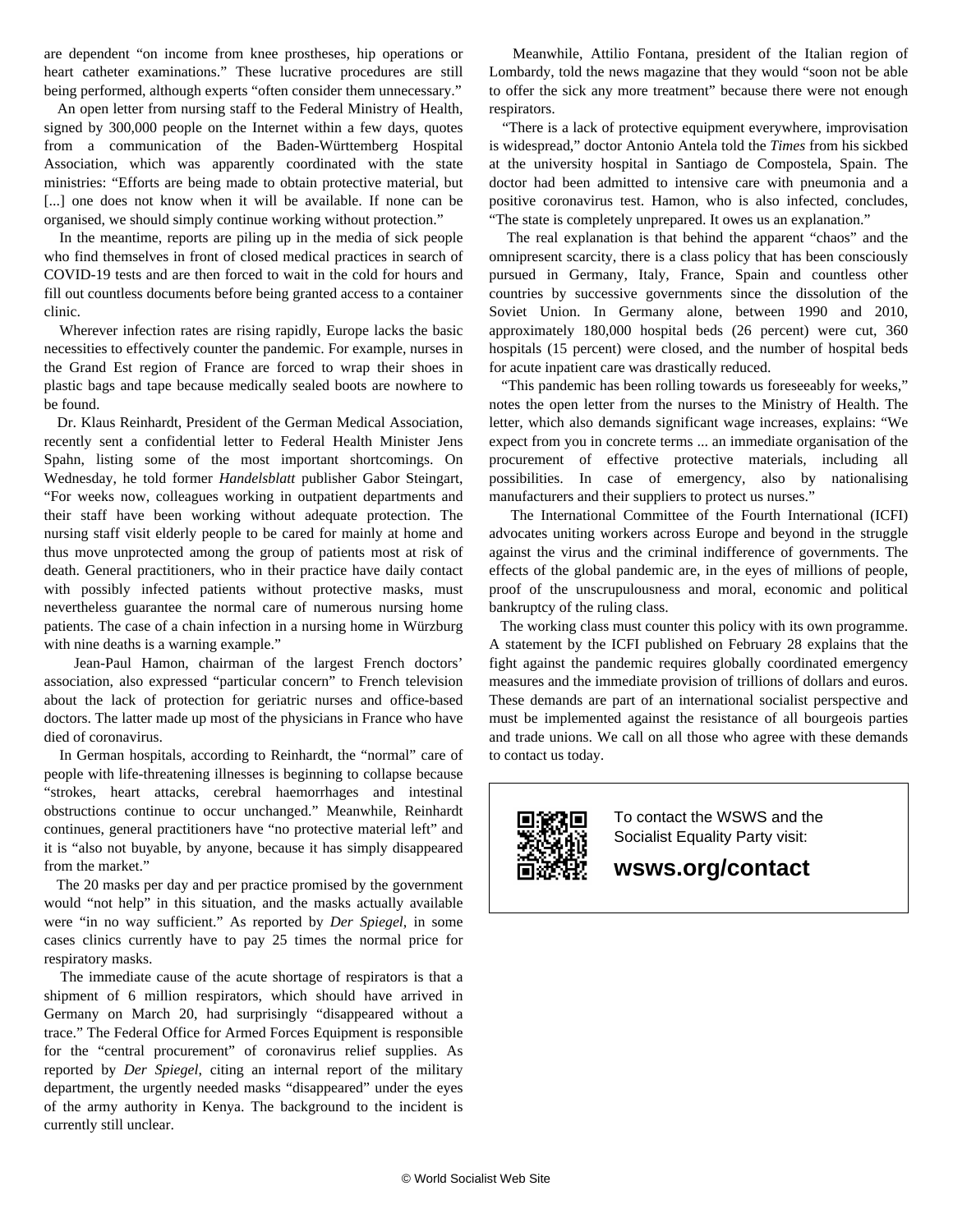are dependent "on income from knee prostheses, hip operations or heart catheter examinations." These lucrative procedures are still being performed, although experts "often consider them unnecessary."

An open letter from nursing staff to the Federal Ministry of Health, signed by 300,000 people on the Internet within a few days, quotes from a communication of the Baden-Württemberg Hospital Association, which was apparently coordinated with the state ministries: "Efforts are being made to obtain protective material, but [...] one does not know when it will be available. If none can be organised, we should simply continue working without protection."

In the meantime, reports are piling up in the media of sick people who find themselves in front of closed medical practices in search of COVID-19 tests and are then forced to wait in the cold for hours and fill out countless documents before being granted access to a container clinic.

Wherever infection rates are rising rapidly, Europe lacks the basic necessities to effectively counter the pandemic. For example, nurses in the Grand Est region of France are forced to wrap their shoes in plastic bags and tape because medically sealed boots are nowhere to be found.

Dr. Klaus Reinhardt, President of the German Medical Association, recently sent a confidential letter to Federal Health Minister Jens Spahn, listing some of the most important shortcomings. On Wednesday, he told former *Handelsblatt* publisher Gabor Steingart, "For weeks now, colleagues working in outpatient departments and their staff have been working without adequate protection. The nursing staff visit elderly people to be cared for mainly at home and thus move unprotected among the group of patients most at risk of death. General practitioners, who in their practice have daily contact with possibly infected patients without protective masks, must nevertheless guarantee the normal care of numerous nursing home patients. The case of a chain infection in a nursing home in Würzburg with nine deaths is a warning example."

Jean-Paul Hamon, chairman of the largest French doctors' association, also expressed "particular concern" to French television about the lack of protection for geriatric nurses and office-based doctors. The latter made up most of the physicians in France who have died of coronavirus.

In German hospitals, according to Reinhardt, the "normal" care of people with life-threatening illnesses is beginning to collapse because "strokes, heart attacks, cerebral haemorrhages and intestinal obstructions continue to occur unchanged." Meanwhile, Reinhardt continues, general practitioners have "no protective material left" and it is "also not buyable, by anyone, because it has simply disappeared from the market."

The 20 masks per day and per practice promised by the government would "not help" in this situation, and the masks actually available were "in no way sufficient." As reported by *Der Spiegel*, in some cases clinics currently have to pay 25 times the normal price for respiratory masks.

The immediate cause of the acute shortage of respirators is that a shipment of 6 million respirators, which should have arrived in Germany on March 20, had surprisingly "disappeared without a trace." The Federal Office for Armed Forces Equipment is responsible for the "central procurement" of coronavirus relief supplies. As reported by *Der Spiegel*, citing an internal report of the military department, the urgently needed masks "disappeared" under the eyes of the army authority in Kenya. The background to the incident is currently still unclear.

Meanwhile, Attilio Fontana, president of the Italian region of Lombardy, told the news magazine that they would "soon not be able to offer the sick any more treatment" because there were not enough respirators.

"There is a lack of protective equipment everywhere, improvisation is widespread," doctor Antonio Antela told the *Times* from his sickbed at the university hospital in Santiago de Compostela, Spain. The doctor had been admitted to intensive care with pneumonia and a positive coronavirus test. Hamon, who is also infected, concludes, "The state is completely unprepared. It owes us an explanation."

The real explanation is that behind the apparent "chaos" and the omnipresent scarcity, there is a class policy that has been consciously pursued in Germany, Italy, France, Spain and countless other countries by successive governments since the dissolution of the Soviet Union. In Germany alone, between 1990 and 2010, approximately 180,000 hospital beds (26 percent) were cut, 360 hospitals (15 percent) were closed, and the number of hospital beds for acute inpatient care was drastically reduced.

"This pandemic has been rolling towards us foreseeably for weeks," notes the open letter from the nurses to the Ministry of Health. The letter, which also demands significant wage increases, explains: "We expect from you in concrete terms ... an immediate organisation of the procurement of effective protective materials, including all possibilities. In case of emergency, also by nationalising manufacturers and their suppliers to protect us nurses."

The International Committee of the Fourth International (ICFI) advocates uniting workers across Europe and beyond in the struggle against the virus and the criminal indifference of governments. The effects of the global pandemic are, in the eyes of millions of people, proof of the unscrupulousness and moral, economic and political bankruptcy of the ruling class.

The working class must counter this policy with its own programme. A statement by the ICFI published on February 28 explains that the fight against the pandemic requires globally coordinated emergency measures and the immediate provision of trillions of dollars and euros. These demands are part of an international socialist perspective and must be implemented against the resistance of all bourgeois parties and trade unions. We call on all those who agree with these demands to contact us today.

To contact the WSWS and the Socialist Equality Party visit:

**wsws.org/contact**